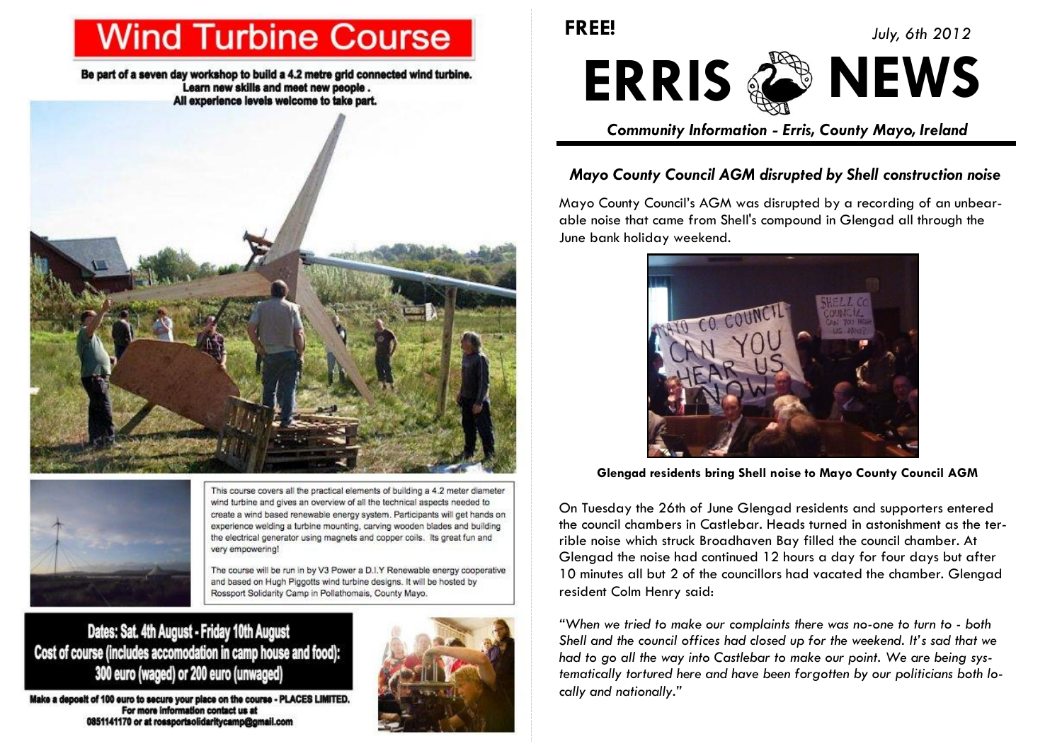# Wind Turbine Course

**Be part of a seven day workshop to build a 4.2 metre grid connected wind turbine. Learn new skills and meet new people . All experience levels welcome to take part.**

This course covers all the practical elements of building a 4.2 meter diameter wind turbine and gives an overview of all the technical aspects needed to create a wind based renewable energy system. Participants will get hands on experience welding a turbine mounting, carving wooden blades and building the electrical generator using magnets and copper coils. Its great fun and very empowering!

The course will be run in by V3 Power a D.I.Y Renewable energy cooperative and based on Hugh Piggotts wind turbine designs. It will be hosted by Rossport Solidarity Camp in Pollathomais, County Mayo.

**Dates: Sat. 4th August - Friday 10th August**
**Cost of course (includes accomodation in camp house and food): 300 euro (waged) or 200 euro (unwaged)**

**Make a deposit of 100 euro to secure your place on the course - PLACES LIMITED. For more information contact us at 0851141170 or at rossportsolidaritycamp@gmail.com**

**FREE!**

*July, 6th 2012*

# ERRIS NEWS

***Community Information - Erris, County Mayo, Ireland***

## *Mayo County Council AGM disrupted by Shell construction noise*

Mayo County Council's AGM was disrupted by a recording of an unbearable noise that came from Shell's compound in Glengad all through the June bank holiday weekend.

**Glengad residents bring Shell noise to Mayo County Council AGM**

On Tuesday the 26th of June Glengad residents and supporters entered the council chambers in Castlebar. Heads turned in astonishment as the terrible noise which struck Broadhaven Bay filled the council chamber. At Glengad the noise had continued 12 hours a day for four days but after 10 minutes all but 2 of the councillors had vacated the chamber. Glengad resident Colm Henry said:

*"When we tried to make our complaints there was no-one to turn to - both Shell and the council offices had closed up for the weekend. It's sad that we had to go all the way into Castlebar to make our point. We are being systematically tortured here and have been forgotten by our politicians both locally and nationally."*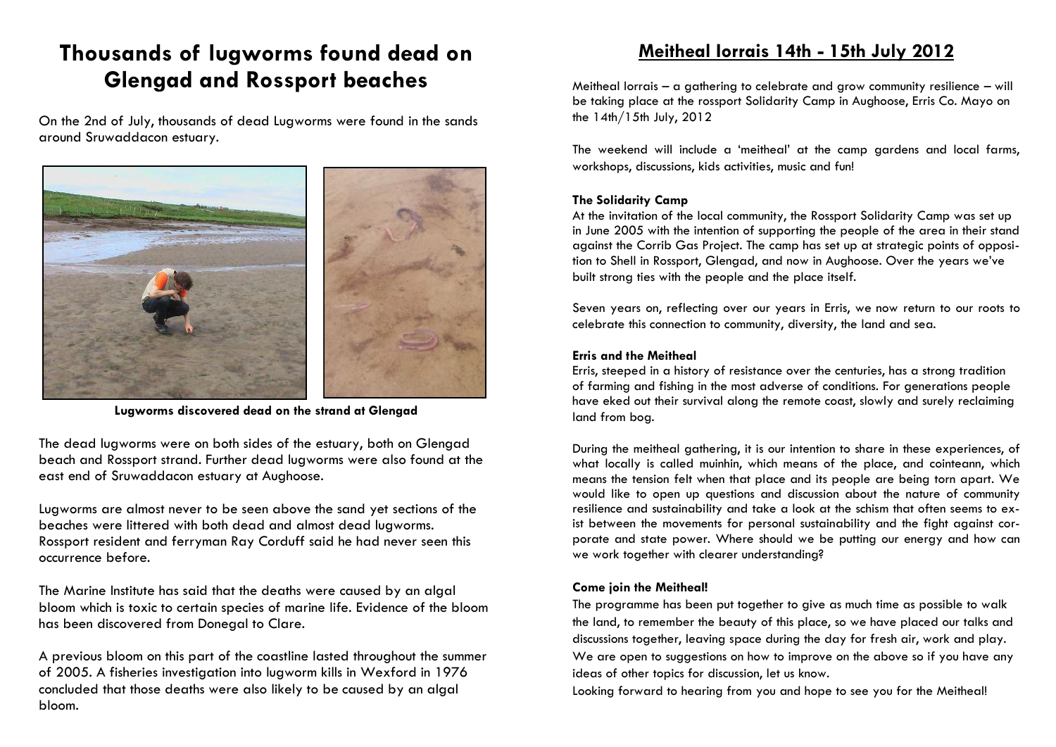# Thousands of lugworms found dead on Glengad and Rossport beaches

On the 2nd of July, thousands of dead Lugworms were found in the sands around Sruwaddacon estuary.

**Lugworms discovered dead on the strand at Glengad**

The dead lugworms were on both sides of the estuary, both on Glengad beach and Rossport strand. Further dead lugworms were also found at the east end of Sruwaddacon estuary at Aughoose.

Lugworms are almost never to be seen above the sand yet sections of the beaches were littered with both dead and almost dead lugworms. Rossport resident and ferryman Ray Corduff said he had never seen this occurrence before.

The Marine Institute has said that the deaths were caused by an algal bloom which is toxic to certain species of marine life. Evidence of the bloom has been discovered from Donegal to Clare.

A previous bloom on this part of the coastline lasted throughout the summer of 2005. A fisheries investigation into lugworm kills in Wexford in 1976 concluded that those deaths were also likely to be caused by an algal bloom.

# Meitheal Iorrais 14th - 15th July 2012

Meitheal Iorrais – a gathering to celebrate and grow community resilience – will be taking place at the rossport Solidarity Camp in Aughoose, Erris Co. Mayo on the 14th/15th July, 2012

The weekend will include a 'meitheal' at the camp gardens and local farms, workshops, discussions, kids activities, music and fun!

**The Solidarity Camp**

At the invitation of the local community, the Rossport Solidarity Camp was set up in June 2005 with the intention of supporting the people of the area in their stand against the Corrib Gas Project. The camp has set up at strategic points of opposition to Shell in Rossport, Glengad, and now in Aughoose. Over the years we've built strong ties with the people and the place itself.

Seven years on, reflecting over our years in Erris, we now return to our roots to celebrate this connection to community, diversity, the land and sea.

**Erris and the Meitheal**

Erris, steeped in a history of resistance over the centuries, has a strong tradition of farming and fishing in the most adverse of conditions. For generations people have eked out their survival along the remote coast, slowly and surely reclaiming land from bog.

During the meitheal gathering, it is our intention to share in these experiences, of what locally is called muinhin, which means of the place, and cointeann, which means the tension felt when that place and its people are being torn apart. We would like to open up questions and discussion about the nature of community resilience and sustainability and take a look at the schism that often seems to exist between the movements for personal sustainability and the fight against corporate and state power. Where should we be putting our energy and how can we work together with clearer understanding?

**Come join the Meitheal!**

The programme has been put together to give as much time as possible to walk the land, to remember the beauty of this place, so we have placed our talks and discussions together, leaving space during the day for fresh air, work and play. We are open to suggestions on how to improve on the above so if you have any ideas of other topics for discussion, let us know.

Looking forward to hearing from you and hope to see you for the Meitheal!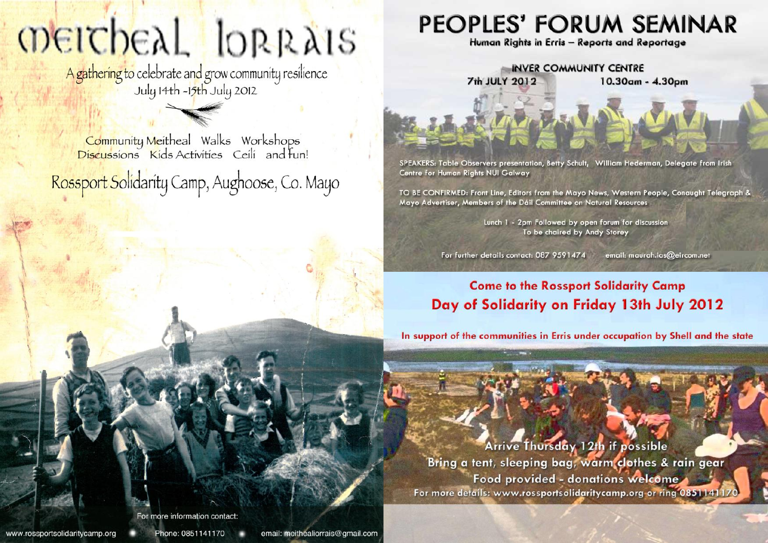# Meitheal Iorrais

A gathering to celebrate and grow community resilience
July 14th -15th July 2012

Community Meitheal Walks Workshops
Discussions Kids Activities Ceili and fun!

## Rossport Solidarity Camp, Aughoose, Co. Mayo

For more information contact:

www.rossportsolidaritycamp.org • Phone: 0851141170 • email: meithealiorrais@gmail.com

# PEOPLES' FORUM SEMINAR

**Human Rights in Erris – Reports and Reportage**

**INVER COMMUNITY CENTRE**

**7th JULY 2012** **10.30am - 4.30pm**

SPEAKERS: Table Observers presentation, Betty Schult, William Hederman, Delegate from Irish Centre for Human Rights NUI Galway

TO BE CONFIRMED: Front Line, Editors from the Mayo News, Western People, Conaught Telegraph & Mayo Advertiser, Members of the Dáil Committee on Natural Resources

Lunch 1 - 2pm Followed by open forum for discussion
To be chaired by Andy Storey

For further details contact: 087 9591474 email: maurah.ios@eircom.net

## Come to the Rossport Solidarity Camp

## Day of Solidarity on Friday 13th July 2012

**In support of the communities in Erris under occupation by Shell and the state**

Arrive Thursday 12th if possible
Bring a tent, sleeping bag, warm clothes & rain gear
Food provided - donations welcome
For more details: www.rossportsolidaritycamp.org or ring 0851141170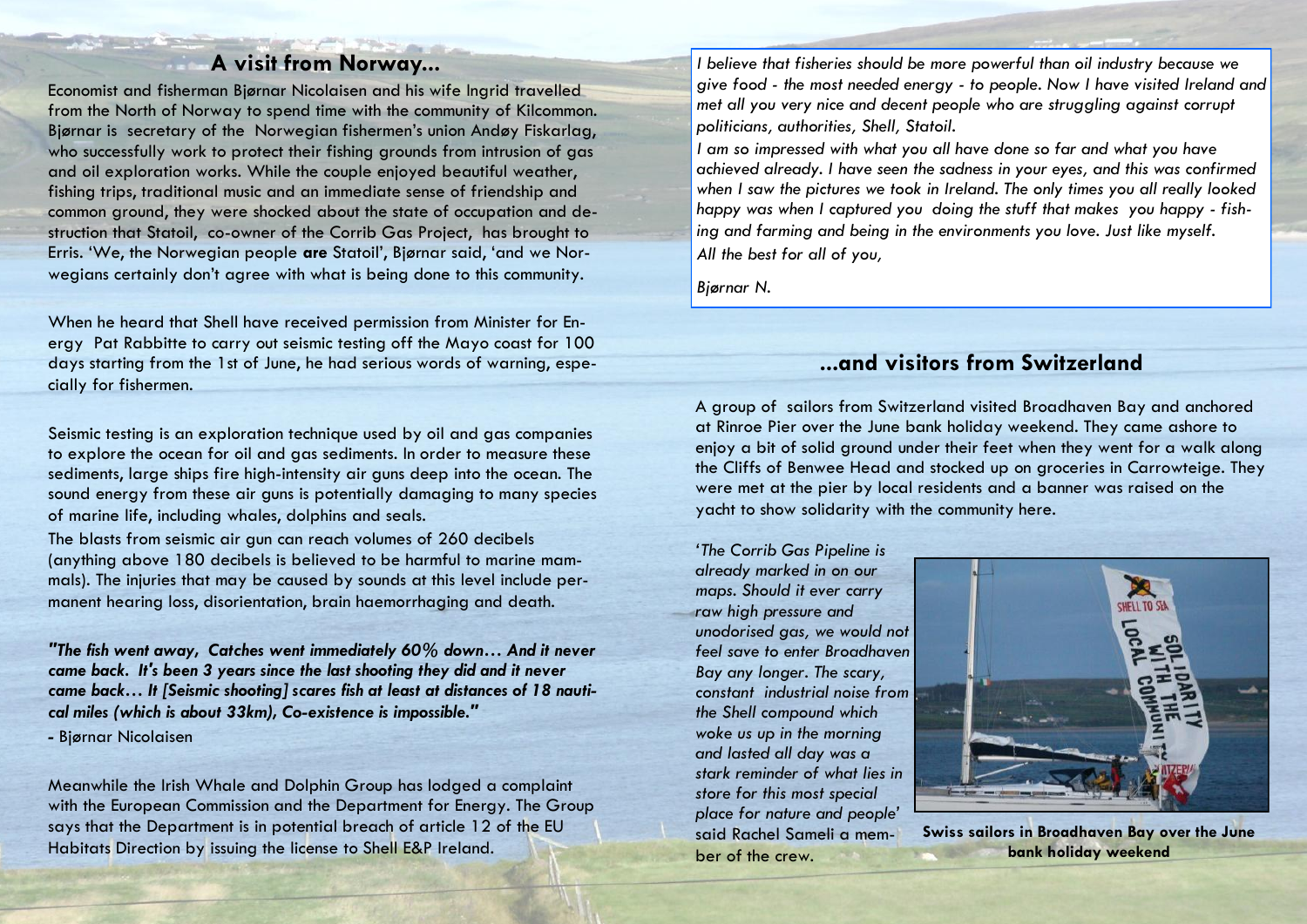## A visit from Norway...

Economist and fisherman Bjørnar Nicolaisen and his wife Ingrid travelled from the North of Norway to spend time with the community of Kilcommon. Bjørnar is secretary of the Norwegian fishermen's union Andøy Fiskarlag, who successfully work to protect their fishing grounds from intrusion of gas and oil exploration works. While the couple enjoyed beautiful weather, fishing trips, traditional music and an immediate sense of friendship and common ground, they were shocked about the state of occupation and destruction that Statoil, co-owner of the Corrib Gas Project, has brought to Erris. 'We, the Norwegian people **are** Statoil', Bjørnar said, 'and we Norwegians certainly don't agree with what is being done to this community.

When he heard that Shell have received permission from Minister for Energy Pat Rabbitte to carry out seismic testing off the Mayo coast for 100 days starting from the 1st of June, he had serious words of warning, especially for fishermen.

Seismic testing is an exploration technique used by oil and gas companies to explore the ocean for oil and gas sediments. In order to measure these sediments, large ships fire high-intensity air guns deep into the ocean. The sound energy from these air guns is potentially damaging to many species of marine life, including whales, dolphins and seals.

The blasts from seismic air gun can reach volumes of 260 decibels (anything above 180 decibels is believed to be harmful to marine mammals). The injuries that may be caused by sounds at this level include permanent hearing loss, disorientation, brain haemorrhaging and death.

***"The fish went away, Catches went immediately 60% down… And it never came back. It's been 3 years since the last shooting they did and it never came back… It [Seismic shooting] scares fish at least at distances of 18 nautical miles (which is about 33km), Co-existence is impossible."***

**-** Bjørnar Nicolaisen

Meanwhile the Irish Whale and Dolphin Group has lodged a complaint with the European Commission and the Department for Energy. The Group says that the Department is in potential breach of article 12 of the EU Habitats Direction by issuing the license to Shell E&P Ireland.

*I believe that fisheries should be more powerful than oil industry because we give food - the most needed energy - to people. Now I have visited Ireland and met all you very nice and decent people who are struggling against corrupt politicians, authorities, Shell, Statoil.*

*I am so impressed with what you all have done so far and what you have achieved already. I have seen the sadness in your eyes, and this was confirmed when I saw the pictures we took in Ireland. The only times you all really looked happy was when I captured you doing the stuff that makes you happy - fishing and farming and being in the environments you love. Just like myself.*

*All the best for all of you,*

*Bjørnar N.*

## ...and visitors from Switzerland

A group of sailors from Switzerland visited Broadhaven Bay and anchored at Rinroe Pier over the June bank holiday weekend. They came ashore to enjoy a bit of solid ground under their feet when they went for a walk along the Cliffs of Benwee Head and stocked up on groceries in Carrowteige. They were met at the pier by local residents and a banner was raised on the yacht to show solidarity with the community here.

'*The Corrib Gas Pipeline is already marked in on our maps. Should it ever carry raw high pressure and unodorised gas, we would not feel save to enter Broadhaven Bay any longer. The scary, constant industrial noise from the Shell compound which woke us up in the morning and lasted all day was a stark reminder of what lies in store for this most special place for nature and people*' said Rachel Sameli a member of the crew.

**Swiss sailors in Broadhaven Bay over the June bank holiday weekend**